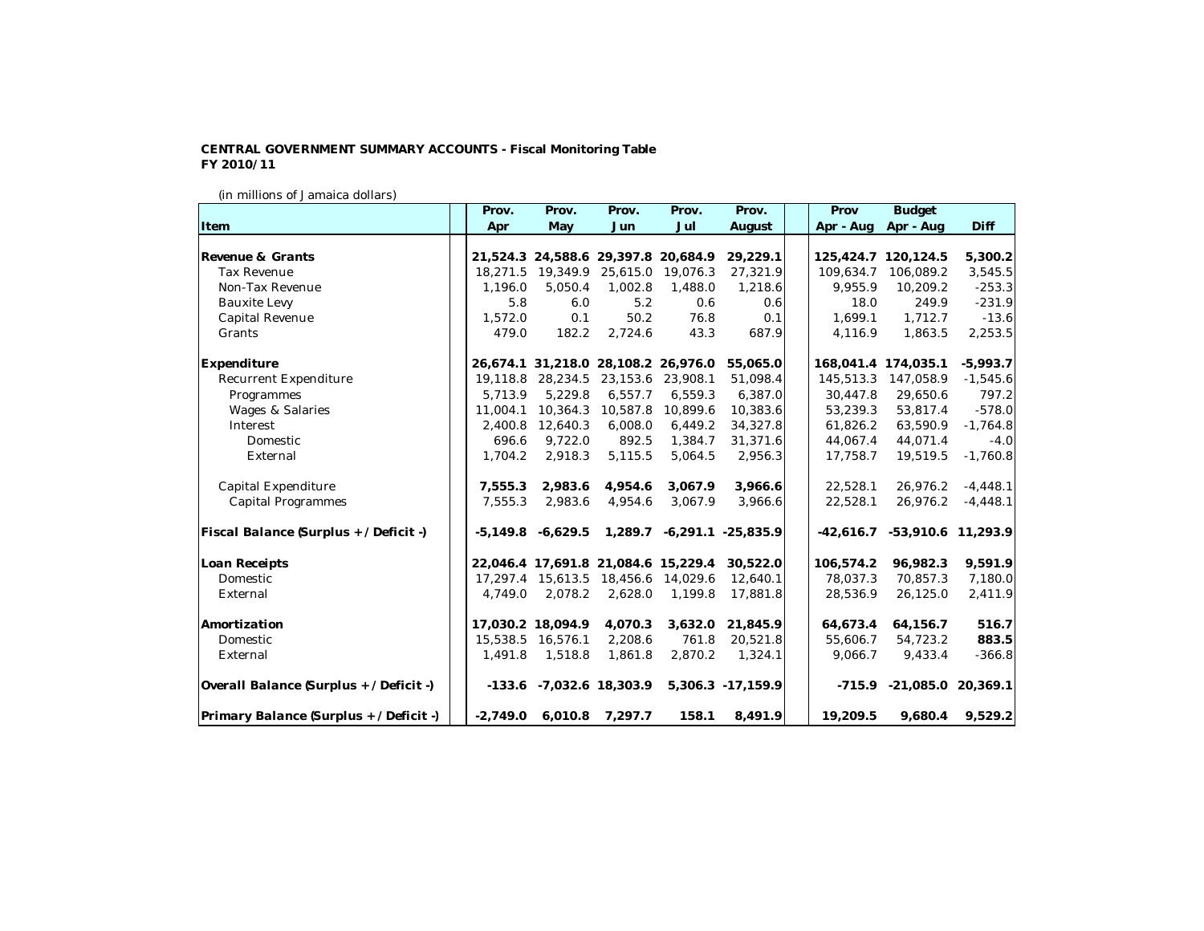**CENTRAL GOVERNMENT SUMMARY ACCOUNTS - Fiscal Monitoring Table**
**FY 2010/11**

(in millions of Jamaica dollars)

| Item | Prov. Apr | Prov. May | Prov. Jun | Prov. Jul | Prov. August | Prov Apr - Aug | Budget Apr - Aug | Diff |
|---|---|---|---|---|---|---|---|---|
| **Revenue & Grants** | **21,524.3** | **24,588.6** | **29,397.8** | **20,684.9** | **29,229.1** | **125,424.7** | **120,124.5** | **5,300.2** |
| Tax Revenue | 18,271.5 | 19,349.9 | 25,615.0 | 19,076.3 | 27,321.9 | 109,634.7 | 106,089.2 | 3,545.5 |
| Non-Tax Revenue | 1,196.0 | 5,050.4 | 1,002.8 | 1,488.0 | 1,218.6 | 9,955.9 | 10,209.2 | -253.3 |
| Bauxite Levy | 5.8 | 6.0 | 5.2 | 0.6 | 0.6 | 18.0 | 249.9 | -231.9 |
| Capital Revenue | 1,572.0 | 0.1 | 50.2 | 76.8 | 0.1 | 1,699.1 | 1,712.7 | -13.6 |
| Grants | 479.0 | 182.2 | 2,724.6 | 43.3 | 687.9 | 4,116.9 | 1,863.5 | 2,253.5 |
| **Expenditure** | **26,674.1** | **31,218.0** | **28,108.2** | **26,976.0** | **55,065.0** | **168,041.4** | **174,035.1** | **-5,993.7** |
| Recurrent Expenditure | 19,118.8 | 28,234.5 | 23,153.6 | 23,908.1 | 51,098.4 | 145,513.3 | 147,058.9 | -1,545.6 |
| Programmes | 5,713.9 | 5,229.8 | 6,557.7 | 6,559.3 | 6,387.0 | 30,447.8 | 29,650.6 | 797.2 |
| Wages & Salaries | 11,004.1 | 10,364.3 | 10,587.8 | 10,899.6 | 10,383.6 | 53,239.3 | 53,817.4 | -578.0 |
| Interest | 2,400.8 | 12,640.3 | 6,008.0 | 6,449.2 | 34,327.8 | 61,826.2 | 63,590.9 | -1,764.8 |
| Domestic | 696.6 | 9,722.0 | 892.5 | 1,384.7 | 31,371.6 | 44,067.4 | 44,071.4 | -4.0 |
| External | 1,704.2 | 2,918.3 | 5,115.5 | 5,064.5 | 2,956.3 | 17,758.7 | 19,519.5 | -1,760.8 |
| Capital Expenditure | **7,555.3** | **2,983.6** | **4,954.6** | **3,067.9** | **3,966.6** | 22,528.1 | 26,976.2 | -4,448.1 |
| Capital Programmes | 7,555.3 | 2,983.6 | 4,954.6 | 3,067.9 | 3,966.6 | 22,528.1 | 26,976.2 | -4,448.1 |
| **Fiscal Balance (Surplus + / Deficit -)** | **-5,149.8** | **-6,629.5** | **1,289.7** | **-6,291.1** | **-25,835.9** | **-42,616.7** | **-53,910.6** | **11,293.9** |
| **Loan Receipts** | **22,046.4** | **17,691.8** | **21,084.6** | **15,229.4** | **30,522.0** | **106,574.2** | **96,982.3** | **9,591.9** |
| Domestic | 17,297.4 | 15,613.5 | 18,456.6 | 14,029.6 | 12,640.1 | 78,037.3 | 70,857.3 | 7,180.0 |
| External | 4,749.0 | 2,078.2 | 2,628.0 | 1,199.8 | 17,881.8 | 28,536.9 | 26,125.0 | 2,411.9 |
| **Amortization** | **17,030.2** | **18,094.9** | **4,070.3** | **3,632.0** | **21,845.9** | **64,673.4** | **64,156.7** | **516.7** |
| Domestic | 15,538.5 | 16,576.1 | 2,208.6 | 761.8 | 20,521.8 | 55,606.7 | 54,723.2 | **883.5** |
| External | 1,491.8 | 1,518.8 | 1,861.8 | 2,870.2 | 1,324.1 | 9,066.7 | 9,433.4 | -366.8 |
| **Overall Balance (Surplus + / Deficit -)** | **-133.6** | **-7,032.6** | **18,303.9** | **5,306.3** | **-17,159.9** | **-715.9** | **-21,085.0** | **20,369.1** |
| **Primary Balance (Surplus + / Deficit -)** | **-2,749.0** | **6,010.8** | **7,297.7** | **158.1** | **8,491.9** | **19,209.5** | **9,680.4** | **9,529.2** |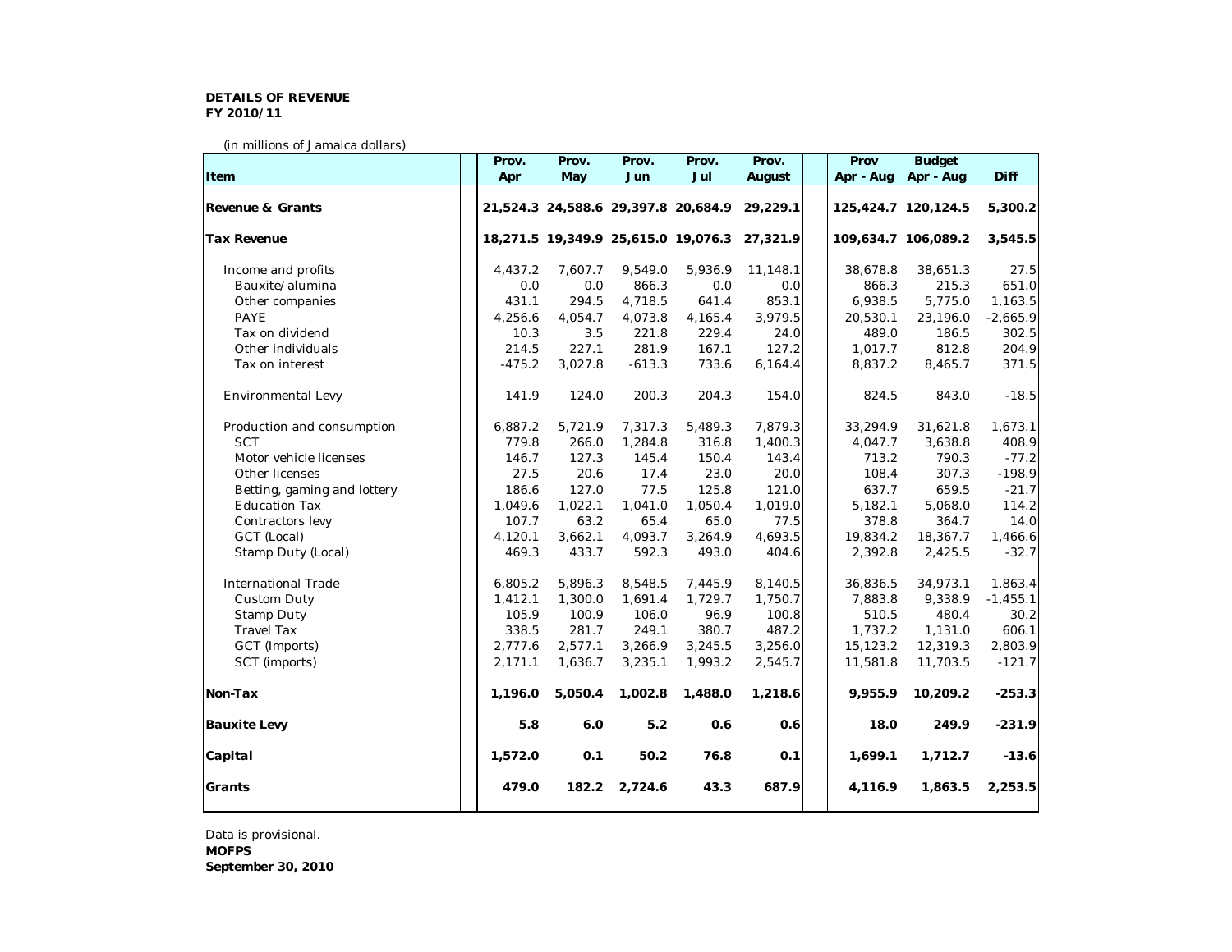**DETAILS OF REVENUE**
**FY 2010/11**

(in millions of Jamaica dollars)

| Item | Prov. Apr | Prov. May | Prov. Jun | Prov. Jul | Prov. August | Prov Apr - Aug | Budget Apr - Aug | Diff |
|---|---|---|---|---|---|---|---|---|
| **Revenue & Grants** | **21,524.3** | **24,588.6** | **29,397.8** | **20,684.9** | **29,229.1** | **125,424.7** | **120,124.5** | **5,300.2** |
| **Tax Revenue** | **18,271.5** | **19,349.9** | **25,615.0** | **19,076.3** | **27,321.9** | **109,634.7** | **106,089.2** | **3,545.5** |
| Income and profits | 4,437.2 | 7,607.7 | 9,549.0 | 5,936.9 | 11,148.1 | 38,678.8 | 38,651.3 | 27.5 |
| Bauxite/alumina | 0.0 | 0.0 | 866.3 | 0.0 | 0.0 | 866.3 | 215.3 | 651.0 |
| Other companies | 431.1 | 294.5 | 4,718.5 | 641.4 | 853.1 | 6,938.5 | 5,775.0 | 1,163.5 |
| PAYE | 4,256.6 | 4,054.7 | 4,073.8 | 4,165.4 | 3,979.5 | 20,530.1 | 23,196.0 | -2,665.9 |
| Tax on dividend | 10.3 | 3.5 | 221.8 | 229.4 | 24.0 | 489.0 | 186.5 | 302.5 |
| Other individuals | 214.5 | 227.1 | 281.9 | 167.1 | 127.2 | 1,017.7 | 812.8 | 204.9 |
| Tax on interest | -475.2 | 3,027.8 | -613.3 | 733.6 | 6,164.4 | 8,837.2 | 8,465.7 | 371.5 |
| Environmental Levy | 141.9 | 124.0 | 200.3 | 204.3 | 154.0 | 824.5 | 843.0 | -18.5 |
| Production and consumption | 6,887.2 | 5,721.9 | 7,317.3 | 5,489.3 | 7,879.3 | 33,294.9 | 31,621.8 | 1,673.1 |
| SCT | 779.8 | 266.0 | 1,284.8 | 316.8 | 1,400.3 | 4,047.7 | 3,638.8 | 408.9 |
| Motor vehicle licenses | 146.7 | 127.3 | 145.4 | 150.4 | 143.4 | 713.2 | 790.3 | -77.2 |
| Other licenses | 27.5 | 20.6 | 17.4 | 23.0 | 20.0 | 108.4 | 307.3 | -198.9 |
| Betting, gaming and lottery | 186.6 | 127.0 | 77.5 | 125.8 | 121.0 | 637.7 | 659.5 | -21.7 |
| Education Tax | 1,049.6 | 1,022.1 | 1,041.0 | 1,050.4 | 1,019.0 | 5,182.1 | 5,068.0 | 114.2 |
| Contractors levy | 107.7 | 63.2 | 65.4 | 65.0 | 77.5 | 378.8 | 364.7 | 14.0 |
| GCT (Local) | 4,120.1 | 3,662.1 | 4,093.7 | 3,264.9 | 4,693.5 | 19,834.2 | 18,367.7 | 1,466.6 |
| Stamp Duty (Local) | 469.3 | 433.7 | 592.3 | 493.0 | 404.6 | 2,392.8 | 2,425.5 | -32.7 |
| International Trade | 6,805.2 | 5,896.3 | 8,548.5 | 7,445.9 | 8,140.5 | 36,836.5 | 34,973.1 | 1,863.4 |
| Custom Duty | 1,412.1 | 1,300.0 | 1,691.4 | 1,729.7 | 1,750.7 | 7,883.8 | 9,338.9 | -1,455.1 |
| Stamp Duty | 105.9 | 100.9 | 106.0 | 96.9 | 100.8 | 510.5 | 480.4 | 30.2 |
| Travel Tax | 338.5 | 281.7 | 249.1 | 380.7 | 487.2 | 1,737.2 | 1,131.0 | 606.1 |
| GCT (Imports) | 2,777.6 | 2,577.1 | 3,266.9 | 3,245.5 | 3,256.0 | 15,123.2 | 12,319.3 | 2,803.9 |
| SCT (imports) | 2,171.1 | 1,636.7 | 3,235.1 | 1,993.2 | 2,545.7 | 11,581.8 | 11,703.5 | -121.7 |
| **Non-Tax** | **1,196.0** | **5,050.4** | **1,002.8** | **1,488.0** | **1,218.6** | **9,955.9** | **10,209.2** | **-253.3** |
| **Bauxite Levy** | **5.8** | **6.0** | **5.2** | **0.6** | **0.6** | **18.0** | **249.9** | **-231.9** |
| **Capital** | **1,572.0** | **0.1** | **50.2** | **76.8** | **0.1** | **1,699.1** | **1,712.7** | **-13.6** |
| **Grants** | **479.0** | **182.2** | **2,724.6** | **43.3** | **687.9** | **4,116.9** | **1,863.5** | **2,253.5** |

Data is provisional.
**MOFPS**
**September 30, 2010**